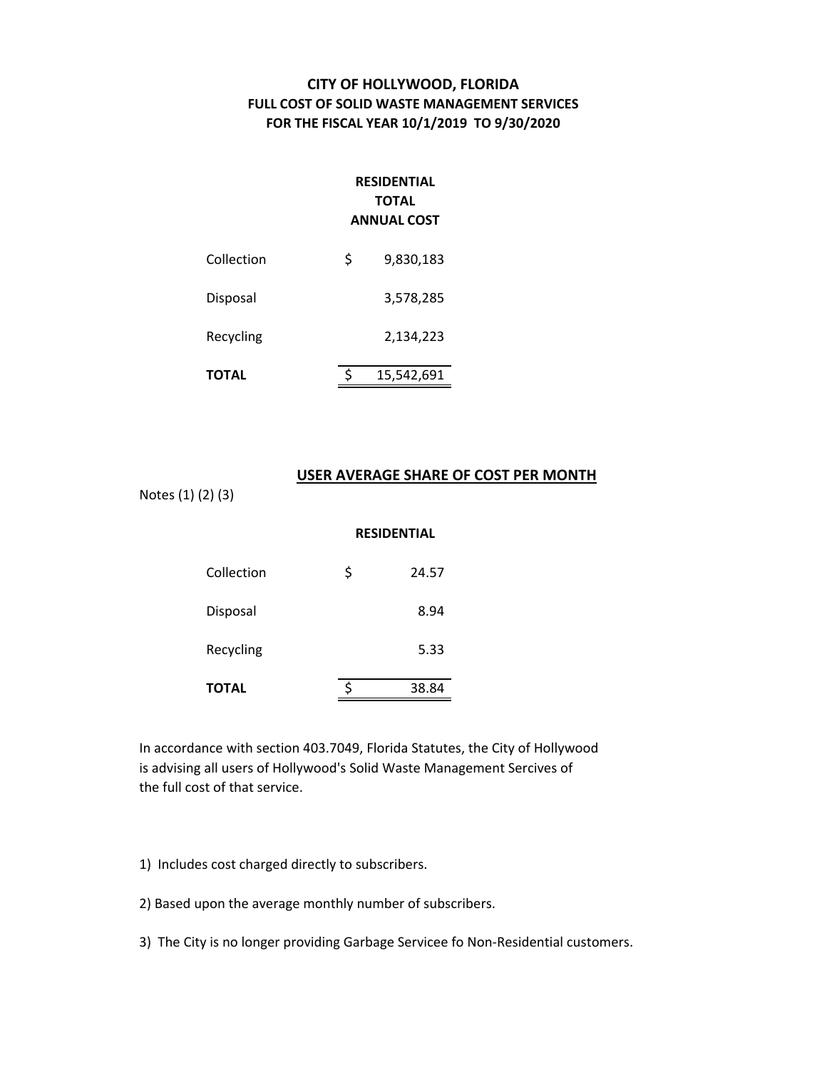# CITY OF HOLLYWOOD, FLORIDA
## FULL COST OF SOLID WASTE MANAGEMENT SERVICES
## FOR THE FISCAL YEAR 10/1/2019 TO 9/30/2020

| | RESIDENTIAL TOTAL ANNUAL COST |
|---|---|
| Collection | $ 9,830,183 |
| Disposal | 3,578,285 |
| Recycling | 2,134,223 |
| **TOTAL** | $ 15,542,691 |

### USER AVERAGE SHARE OF COST PER MONTH

Notes (1) (2) (3)

| | RESIDENTIAL |
|---|---|
| Collection | $ 24.57 |
| Disposal | 8.94 |
| Recycling | 5.33 |
| **TOTAL** | $ 38.84 |

In accordance with section 403.7049, Florida Statutes, the City of Hollywood is advising all users of Hollywood's Solid Waste Management Sercives of the full cost of that service.

1) Includes cost charged directly to subscribers.

2) Based upon the average monthly number of subscribers.

3) The City is no longer providing Garbage Servicee fo Non-Residential customers.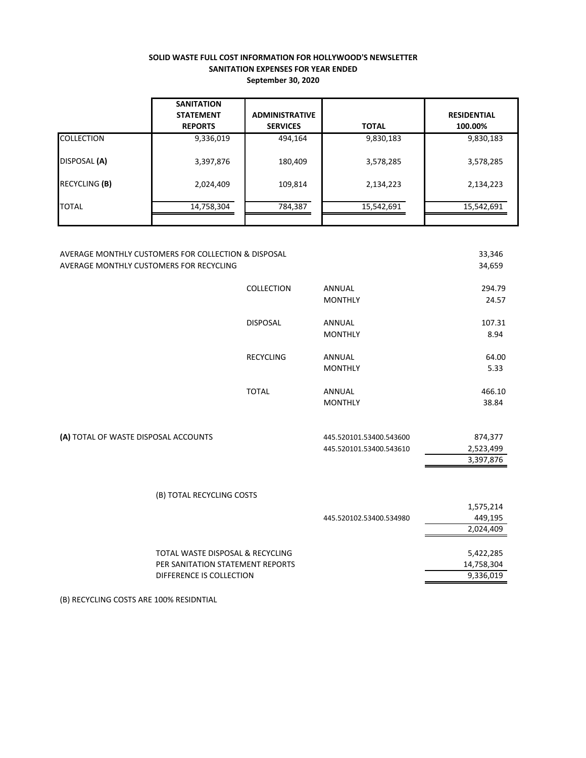**SOLID WASTE FULL COST INFORMATION FOR HOLLYWOOD'S NEWSLETTER**
**SANITATION EXPENSES FOR YEAR ENDED**
**September 30, 2020**

| | SANITATION STATEMENT REPORTS | ADMINISTRATIVE SERVICES | TOTAL | RESIDENTIAL 100.00% |
|---|---|---|---|---|
| COLLECTION | 9,336,019 | 494,164 | 9,830,183 | 9,830,183 |
| DISPOSAL **(A)** | 3,397,876 | 180,409 | 3,578,285 | 3,578,285 |
| RECYCLING **(B)** | 2,024,409 | 109,814 | 2,134,223 | 2,134,223 |
| TOTAL | 14,758,304 | 784,387 | 15,542,691 | 15,542,691 |

| | | | |
|---|---|---|---|
| AVERAGE MONTHLY CUSTOMERS FOR COLLECTION & DISPOSAL | | | 33,346 |
| AVERAGE MONTHLY CUSTOMERS FOR RECYCLING | | | 34,659 |
| | COLLECTION | ANNUAL | 294.79 |
| | | MONTHLY | 24.57 |
| | DISPOSAL | ANNUAL | 107.31 |
| | | MONTHLY | 8.94 |
| | RECYCLING | ANNUAL | 64.00 |
| | | MONTHLY | 5.33 |
| | TOTAL | ANNUAL | 466.10 |
| | | MONTHLY | 38.84 |

| | | |
|---|---|---|
| **(A)** TOTAL OF WASTE DISPOSAL ACCOUNTS | 445.520101.53400.543600 | 874,377 |
| | 445.520101.53400.543610 | 2,523,499 |
| | | 3,397,876 |

| | | |
|---|---|---|
| (B) TOTAL RECYCLING COSTS | | |
| | | 1,575,214 |
| | 445.520102.53400.534980 | 449,195 |
| | | 2,024,409 |

| | |
|---|---|
| TOTAL WASTE DISPOSAL & RECYCLING | 5,422,285 |
| PER SANITATION STATEMENT REPORTS | 14,758,304 |
| DIFFERENCE IS COLLECTION | 9,336,019 |

(B) RECYCLING COSTS ARE 100% RESIDNTIAL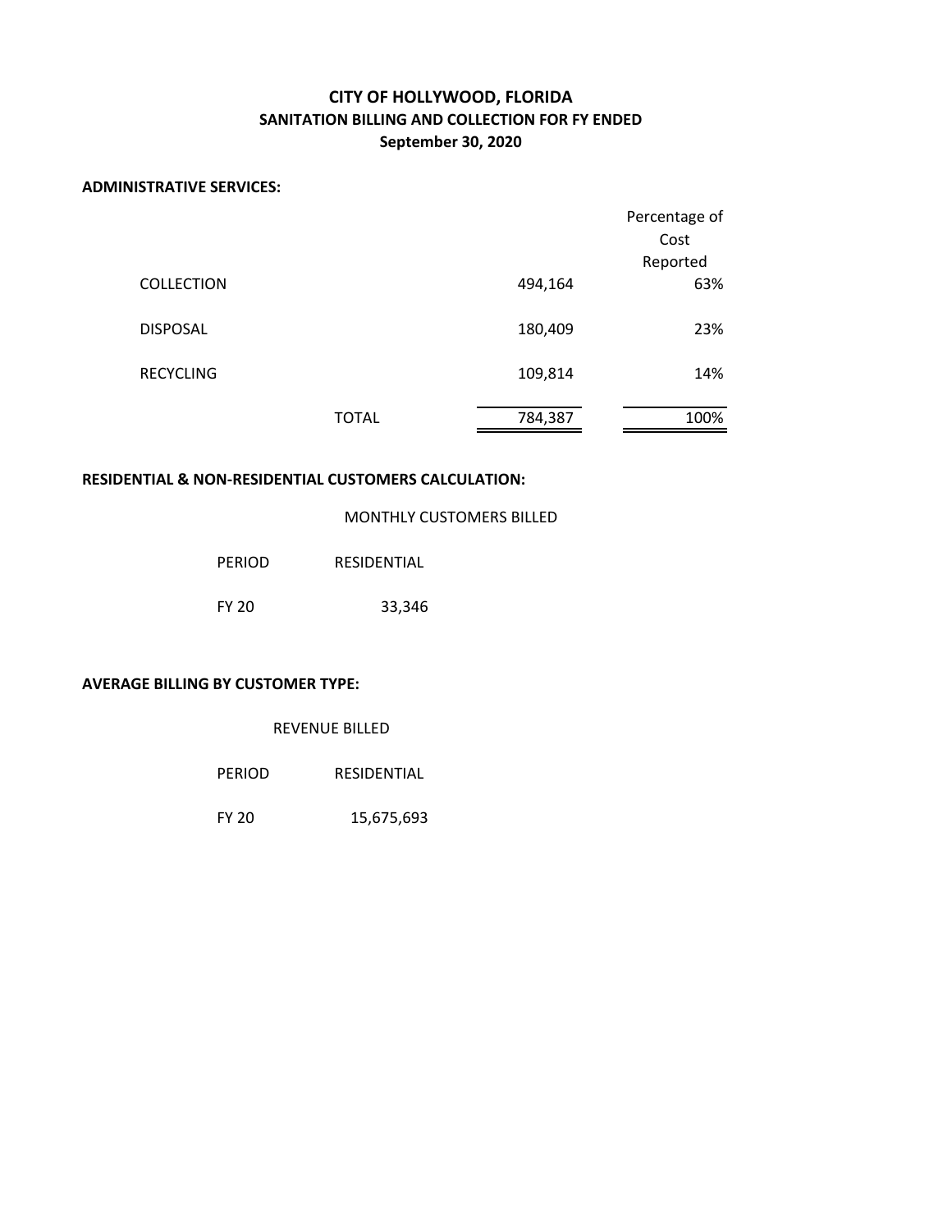# CITY OF HOLLYWOOD, FLORIDA
## SANITATION BILLING AND COLLECTION FOR FY ENDED
## September 30, 2020

**ADMINISTRATIVE SERVICES:**

| | | | Percentage of Cost Reported |
|---|---|---|---|
| COLLECTION | | 494,164 | 63% |
| DISPOSAL | | 180,409 | 23% |
| RECYCLING | | 109,814 | 14% |
| | TOTAL | 784,387 | 100% |

**RESIDENTIAL & NON-RESIDENTIAL CUSTOMERS CALCULATION:**

MONTHLY CUSTOMERS BILLED

| PERIOD | RESIDENTIAL |
|---|---|
| FY 20 | 33,346 |

**AVERAGE BILLING BY CUSTOMER TYPE:**

REVENUE BILLED

| PERIOD | RESIDENTIAL |
|---|---|
| FY 20 | 15,675,693 |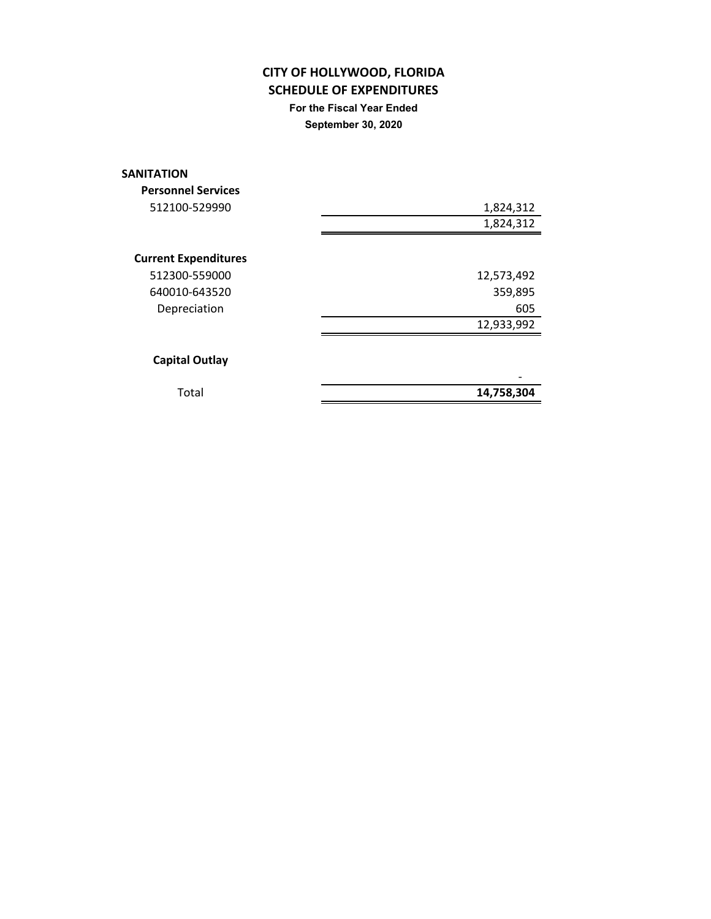# CITY OF HOLLYWOOD, FLORIDA
## SCHEDULE OF EXPENDITURES
**For the Fiscal Year Ended**
**September 30, 2020**

| | |
|---|---|
| **SANITATION** | |
| **Personnel Services** | |
| 512100-529990 | 1,824,312 |
| | 1,824,312 |
| **Current Expenditures** | |
| 512300-559000 | 12,573,492 |
| 640010-643520 | 359,895 |
| Depreciation | 605 |
| | 12,933,992 |
| **Capital Outlay** | |
| | - |
| Total | **14,758,304** |